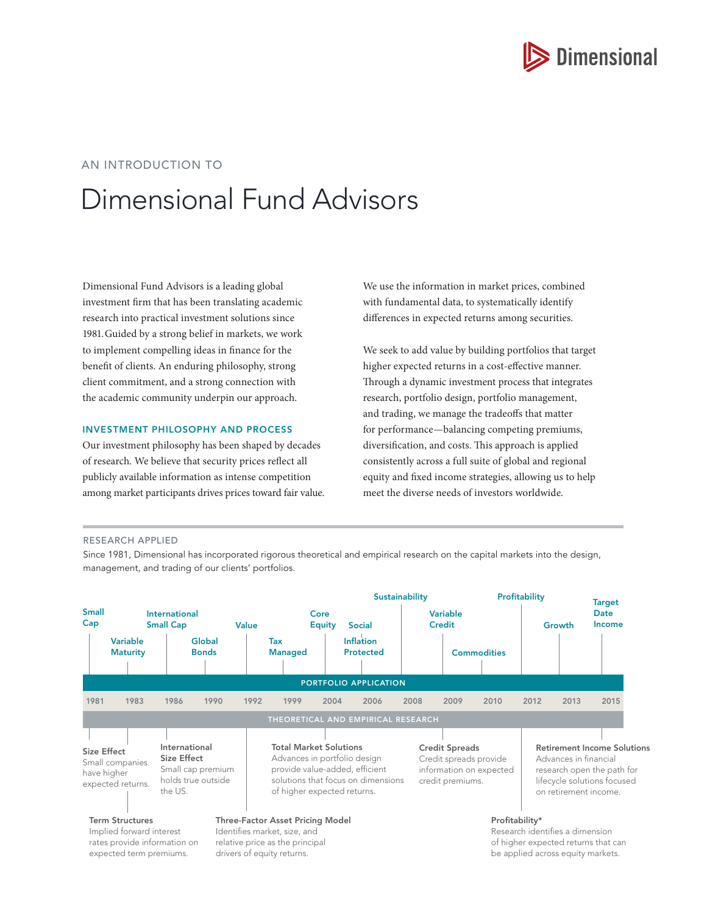Dimensional

AN INTRODUCTION TO

# Dimensional Fund Advisors

Dimensional Fund Advisors is a leading global investment firm that has been translating academic research into practical investment solutions since 1981. Guided by a strong belief in markets, we work to implement compelling ideas in finance for the benefit of clients. An enduring philosophy, strong client commitment, and a strong connection with the academic community underpin our approach.

## INVESTMENT PHILOSOPHY AND PROCESS

Our investment philosophy has been shaped by decades of research. We believe that security prices reflect all publicly available information as intense competition among market participants drives prices toward fair value. We use the information in market prices, combined with fundamental data, to systematically identify differences in expected returns among securities.

We seek to add value by building portfolios that target higher expected returns in a cost-effective manner. Through a dynamic investment process that integrates research, portfolio design, portfolio management, and trading, we manage the tradeoffs that matter for performance—balancing competing premiums, diversification, and costs. This approach is applied consistently across a full suite of global and regional equity and fixed income strategies, allowing us to help meet the diverse needs of investors worldwide.

## RESEARCH APPLIED

Since 1981, Dimensional has incorporated rigorous theoretical and empirical research on the capital markets into the design, management, and trading of our clients' portfolios.

### PORTFOLIO APPLICATION

| Year | Portfolio Application |
|---|---|
| 1981 | Small Cap |
| 1983 | Variable Maturity |
| 1986 | International Small Cap |
| 1990 | Global Bonds |
| 1992 | Value |
| 1999 | Tax Managed |
| 2004 | Core Equity |
| 2006 | Social; Inflation Protected |
| 2008 | Sustainability |
| 2009 | Variable Credit |
| 2010 | Commodities |
| 2012 | Profitability |
| 2013 | Growth |
| 2015 | Target Date Income |

### THEORETICAL AND EMPIRICAL RESEARCH

- **Size Effect** (1981): Small companies have higher expected returns.
- **Term Structures** (1983): Implied forward interest rates provide information on expected term premiums.
- **International Size Effect** (1986): Small cap premium holds true outside the US.
- **Three-Factor Asset Pricing Model** (1992): Identifies market, size, and relative price as the principal drivers of equity returns.
- **Total Market Solutions** (2004): Advances in portfolio design provide value-added, efficient solutions that focus on dimensions of higher expected returns.
- **Credit Spreads** (2009): Credit spreads provide information on expected credit premiums.
- **Profitability*** (2012): Research identifies a dimension of higher expected returns that can be applied across equity markets.
- **Retirement Income Solutions** (2015): Advances in financial research open the path for lifecycle solutions focused on retirement income.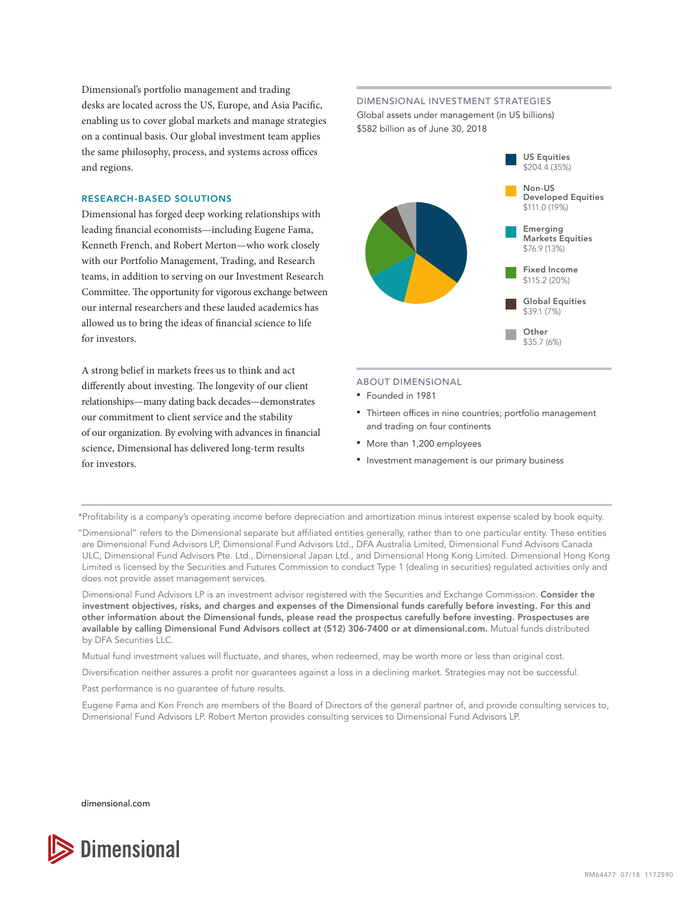Dimensional's portfolio management and trading desks are located across the US, Europe, and Asia Pacific, enabling us to cover global markets and manage strategies on a continual basis. Our global investment team applies the same philosophy, process, and systems across offices and regions.

## RESEARCH-BASED SOLUTIONS

Dimensional has forged deep working relationships with leading financial economists—including Eugene Fama, Kenneth French, and Robert Merton—who work closely with our Portfolio Management, Trading, and Research teams, in addition to serving on our Investment Research Committee. The opportunity for vigorous exchange between our internal researchers and these lauded academics has allowed us to bring the ideas of financial science to life for investors.

A strong belief in markets frees us to think and act differently about investing. The longevity of our client relationships—many dating back decades—demonstrates our commitment to client service and the stability of our organization. By evolving with advances in financial science, Dimensional has delivered long-term results for investors.

## DIMENSIONAL INVESTMENT STRATEGIES

Global assets under management (in US billions)
$582 billion as of June 30, 2018

US Equities
$204.4 (35%)

Non-US Developed Equities
$111.0 (19%)

Emerging Markets Equities
$76.9 (13%)

Fixed Income
$115.2 (20%)

Global Equities
$39.1 (7%)

Other
$35.7 (6%)

## ABOUT DIMENSIONAL

- Founded in 1981
- Thirteen offices in nine countries; portfolio management and trading on four continents
- More than 1,200 employees
- Investment management is our primary business

---

*Profitability is a company's operating income before depreciation and amortization minus interest expense scaled by book equity.

"Dimensional" refers to the Dimensional separate but affiliated entities generally, rather than to one particular entity. These entities are Dimensional Fund Advisors LP, Dimensional Fund Advisors Ltd., DFA Australia Limited, Dimensional Fund Advisors Canada ULC, Dimensional Fund Advisors Pte. Ltd., Dimensional Japan Ltd., and Dimensional Hong Kong Limited. Dimensional Hong Kong Limited is licensed by the Securities and Futures Commission to conduct Type 1 (dealing in securities) regulated activities only and does not provide asset management services.

Dimensional Fund Advisors LP is an investment advisor registered with the Securities and Exchange Commission. **Consider the investment objectives, risks, and charges and expenses of the Dimensional funds carefully before investing. For this and other information about the Dimensional funds, please read the prospectus carefully before investing. Prospectuses are available by calling Dimensional Fund Advisors collect at (512) 306-7400 or at dimensional.com.** Mutual funds distributed by DFA Securities LLC.

Mutual fund investment values will fluctuate, and shares, when redeemed, may be worth more or less than original cost.

Diversification neither assures a profit nor guarantees against a loss in a declining market. Strategies may not be successful.

Past performance is no guarantee of future results.

Eugene Fama and Ken French are members of the Board of Directors of the general partner of, and provide consulting services to, Dimensional Fund Advisors LP. Robert Merton provides consulting services to Dimensional Fund Advisors LP.

dimensional.com

Dimensional

RM64477 07/18 1172590